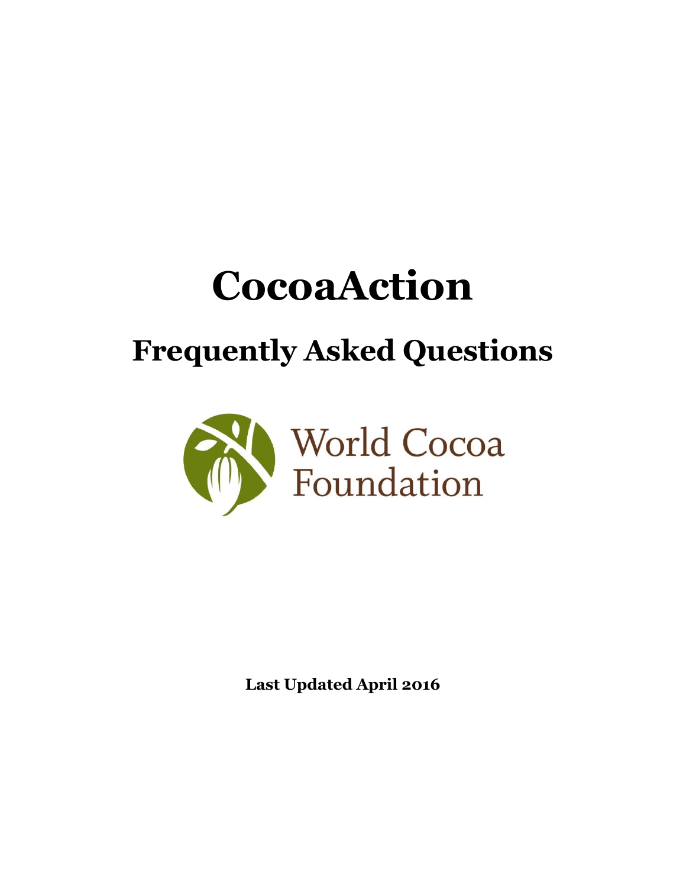# CocoaAction

## Frequently Asked Questions

World Cocoa Foundation

**Last Updated April 2016**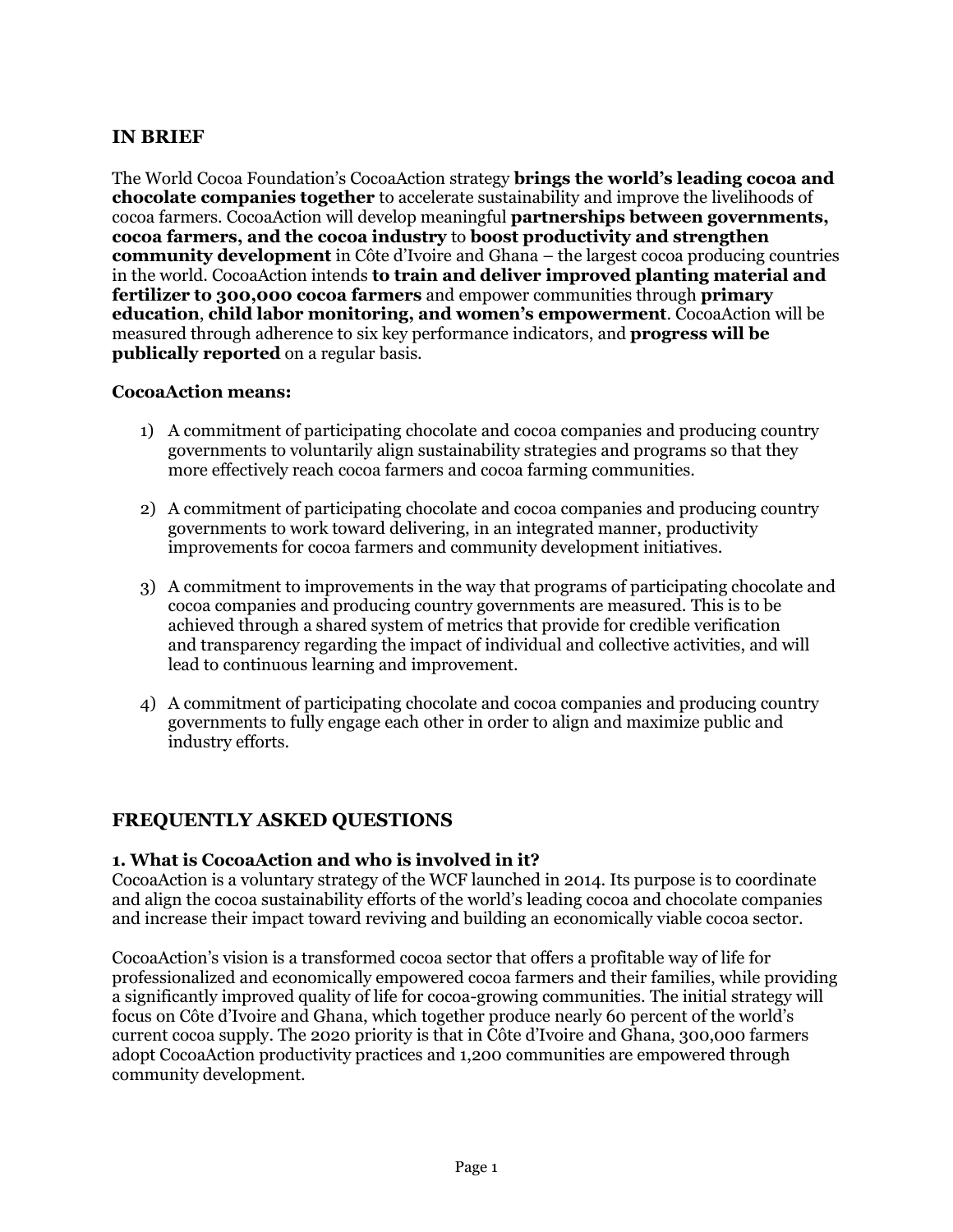## IN BRIEF

The World Cocoa Foundation's CocoaAction strategy **brings the world's leading cocoa and chocolate companies together** to accelerate sustainability and improve the livelihoods of cocoa farmers. CocoaAction will develop meaningful **partnerships between governments, cocoa farmers, and the cocoa industry** to **boost productivity and strengthen community development** in Côte d'Ivoire and Ghana – the largest cocoa producing countries in the world. CocoaAction intends **to train and deliver improved planting material and fertilizer to 300,000 cocoa farmers** and empower communities through **primary education**, **child labor monitoring, and women's empowerment**. CocoaAction will be measured through adherence to six key performance indicators, and **progress will be publically reported** on a regular basis.

**CocoaAction means:**

1) A commitment of participating chocolate and cocoa companies and producing country governments to voluntarily align sustainability strategies and programs so that they more effectively reach cocoa farmers and cocoa farming communities.

2) A commitment of participating chocolate and cocoa companies and producing country governments to work toward delivering, in an integrated manner, productivity improvements for cocoa farmers and community development initiatives.

3) A commitment to improvements in the way that programs of participating chocolate and cocoa companies and producing country governments are measured. This is to be achieved through a shared system of metrics that provide for credible verification and transparency regarding the impact of individual and collective activities, and will lead to continuous learning and improvement.

4) A commitment of participating chocolate and cocoa companies and producing country governments to fully engage each other in order to align and maximize public and industry efforts.

## FREQUENTLY ASKED QUESTIONS

**1. What is CocoaAction and who is involved in it?**

CocoaAction is a voluntary strategy of the WCF launched in 2014. Its purpose is to coordinate and align the cocoa sustainability efforts of the world's leading cocoa and chocolate companies and increase their impact toward reviving and building an economically viable cocoa sector.

CocoaAction's vision is a transformed cocoa sector that offers a profitable way of life for professionalized and economically empowered cocoa farmers and their families, while providing a significantly improved quality of life for cocoa-growing communities. The initial strategy will focus on Côte d'Ivoire and Ghana, which together produce nearly 60 percent of the world's current cocoa supply. The 2020 priority is that in Côte d'Ivoire and Ghana, 300,000 farmers adopt CocoaAction productivity practices and 1,200 communities are empowered through community development.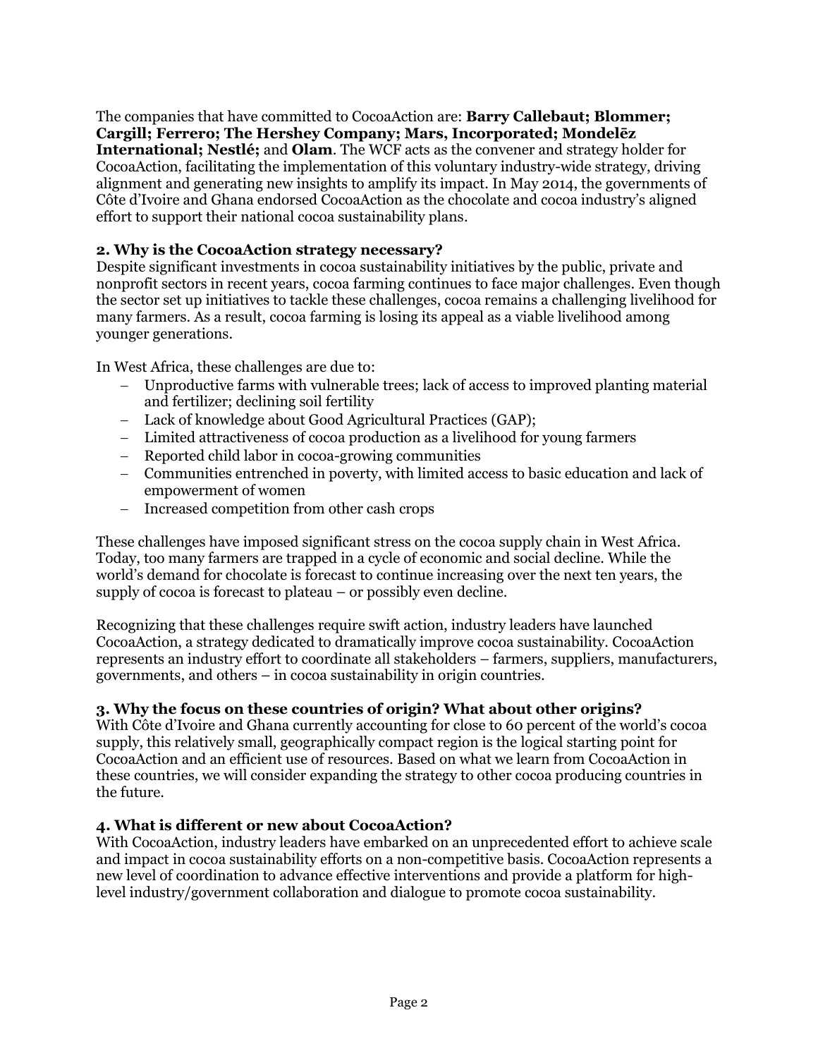The companies that have committed to CocoaAction are: **Barry Callebaut; Blommer; Cargill; Ferrero; The Hershey Company; Mars, Incorporated; Mondelēz International; Nestlé;** and **Olam**. The WCF acts as the convener and strategy holder for CocoaAction, facilitating the implementation of this voluntary industry-wide strategy, driving alignment and generating new insights to amplify its impact. In May 2014, the governments of Côte d'Ivoire and Ghana endorsed CocoaAction as the chocolate and cocoa industry's aligned effort to support their national cocoa sustainability plans.

### 2. Why is the CocoaAction strategy necessary?

Despite significant investments in cocoa sustainability initiatives by the public, private and nonprofit sectors in recent years, cocoa farming continues to face major challenges. Even though the sector set up initiatives to tackle these challenges, cocoa remains a challenging livelihood for many farmers. As a result, cocoa farming is losing its appeal as a viable livelihood among younger generations.

In West Africa, these challenges are due to:

- Unproductive farms with vulnerable trees; lack of access to improved planting material and fertilizer; declining soil fertility
- Lack of knowledge about Good Agricultural Practices (GAP);
- Limited attractiveness of cocoa production as a livelihood for young farmers
- Reported child labor in cocoa-growing communities
- Communities entrenched in poverty, with limited access to basic education and lack of empowerment of women
- Increased competition from other cash crops

These challenges have imposed significant stress on the cocoa supply chain in West Africa. Today, too many farmers are trapped in a cycle of economic and social decline. While the world's demand for chocolate is forecast to continue increasing over the next ten years, the supply of cocoa is forecast to plateau – or possibly even decline.

Recognizing that these challenges require swift action, industry leaders have launched CocoaAction, a strategy dedicated to dramatically improve cocoa sustainability. CocoaAction represents an industry effort to coordinate all stakeholders – farmers, suppliers, manufacturers, governments, and others – in cocoa sustainability in origin countries.

### 3. Why the focus on these countries of origin? What about other origins?

With Côte d'Ivoire and Ghana currently accounting for close to 60 percent of the world's cocoa supply, this relatively small, geographically compact region is the logical starting point for CocoaAction and an efficient use of resources. Based on what we learn from CocoaAction in these countries, we will consider expanding the strategy to other cocoa producing countries in the future.

### 4. What is different or new about CocoaAction?

With CocoaAction, industry leaders have embarked on an unprecedented effort to achieve scale and impact in cocoa sustainability efforts on a non-competitive basis. CocoaAction represents a new level of coordination to advance effective interventions and provide a platform for high-level industry/government collaboration and dialogue to promote cocoa sustainability.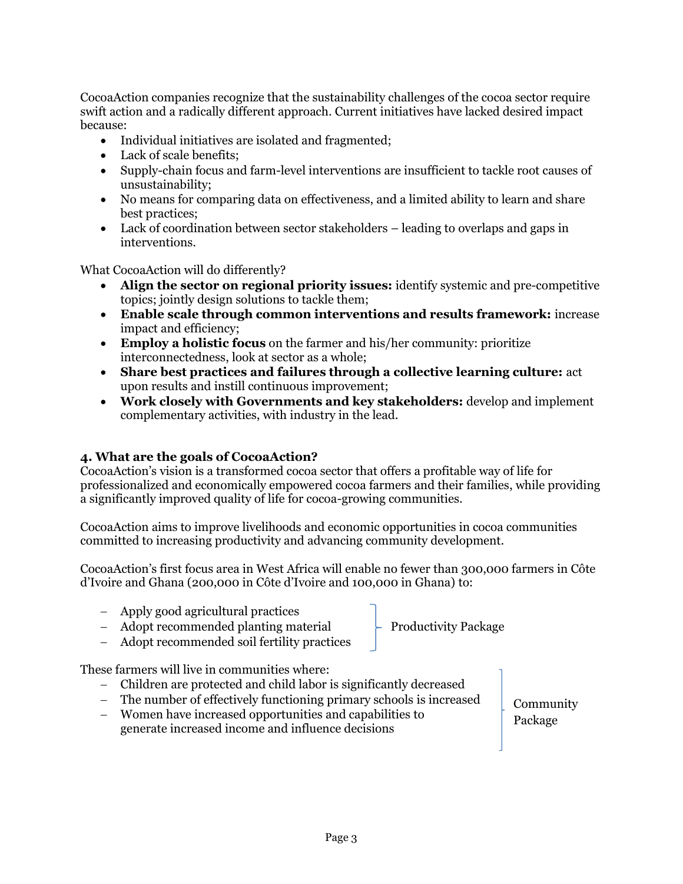CocoaAction companies recognize that the sustainability challenges of the cocoa sector require swift action and a radically different approach. Current initiatives have lacked desired impact because:

- Individual initiatives are isolated and fragmented;
- Lack of scale benefits;
- Supply-chain focus and farm-level interventions are insufficient to tackle root causes of unsustainability;
- No means for comparing data on effectiveness, and a limited ability to learn and share best practices;
- Lack of coordination between sector stakeholders – leading to overlaps and gaps in interventions.

What CocoaAction will do differently?

- **Align the sector on regional priority issues:** identify systemic and pre-competitive topics; jointly design solutions to tackle them;
- **Enable scale through common interventions and results framework:** increase impact and efficiency;
- **Employ a holistic focus** on the farmer and his/her community: prioritize interconnectedness, look at sector as a whole;
- **Share best practices and failures through a collective learning culture:** act upon results and instill continuous improvement;
- **Work closely with Governments and key stakeholders:** develop and implement complementary activities, with industry in the lead.

### 4. What are the goals of CocoaAction?

CocoaAction's vision is a transformed cocoa sector that offers a profitable way of life for professionalized and economically empowered cocoa farmers and their families, while providing a significantly improved quality of life for cocoa-growing communities.

CocoaAction aims to improve livelihoods and economic opportunities in cocoa communities committed to increasing productivity and advancing community development.

CocoaAction's first focus area in West Africa will enable no fewer than 300,000 farmers in Côte d'Ivoire and Ghana (200,000 in Côte d'Ivoire and 100,000 in Ghana) to:

**Productivity Package:**

- Apply good agricultural practices
- Adopt recommended planting material
- Adopt recommended soil fertility practices

These farmers will live in communities where:

**Community Package:**

- Children are protected and child labor is significantly decreased
- The number of effectively functioning primary schools is increased
- Women have increased opportunities and capabilities to generate increased income and influence decisions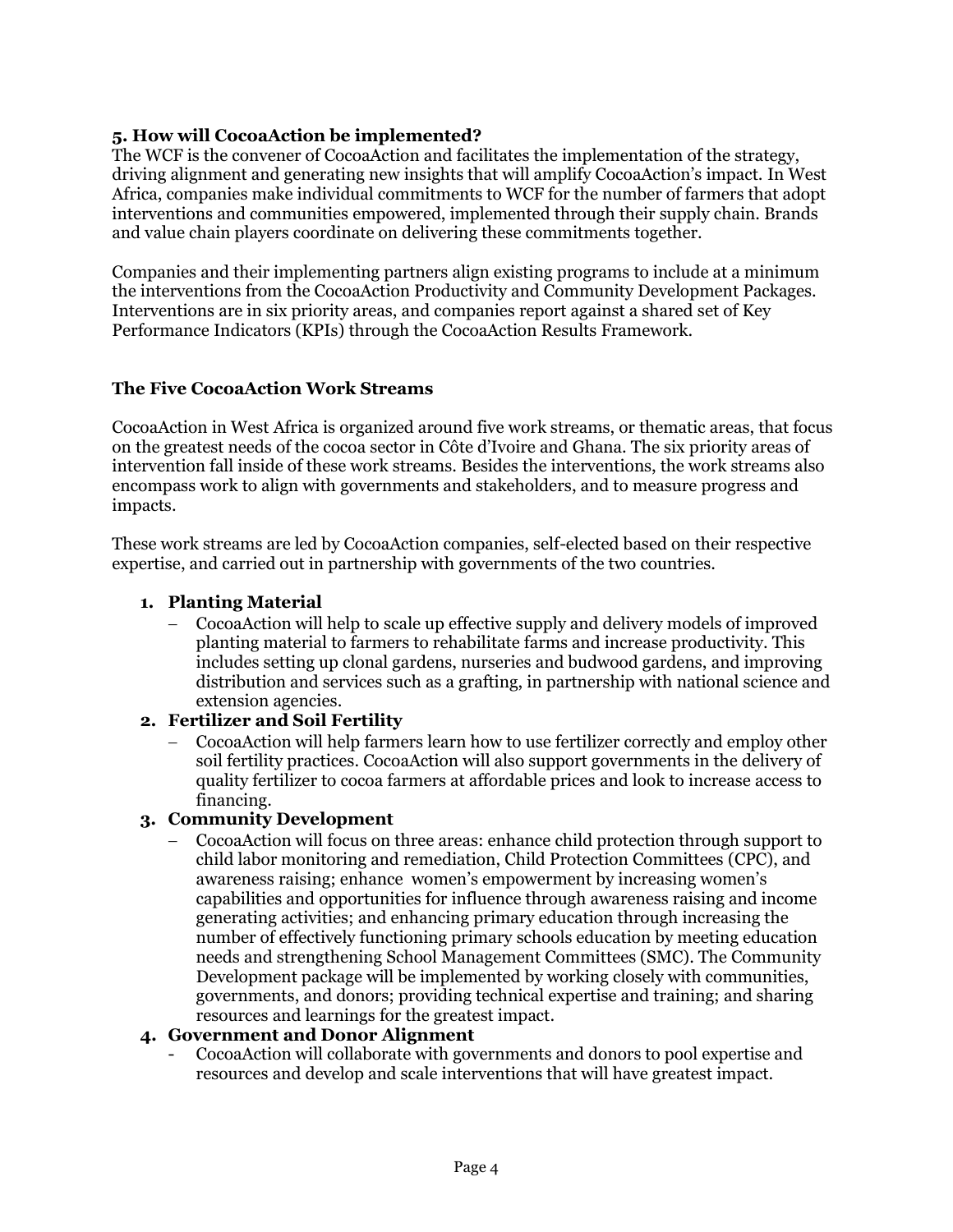### 5. How will CocoaAction be implemented?

The WCF is the convener of CocoaAction and facilitates the implementation of the strategy, driving alignment and generating new insights that will amplify CocoaAction's impact. In West Africa, companies make individual commitments to WCF for the number of farmers that adopt interventions and communities empowered, implemented through their supply chain. Brands and value chain players coordinate on delivering these commitments together.

Companies and their implementing partners align existing programs to include at a minimum the interventions from the CocoaAction Productivity and Community Development Packages. Interventions are in six priority areas, and companies report against a shared set of Key Performance Indicators (KPIs) through the CocoaAction Results Framework.

### The Five CocoaAction Work Streams

CocoaAction in West Africa is organized around five work streams, or thematic areas, that focus on the greatest needs of the cocoa sector in Côte d'Ivoire and Ghana. The six priority areas of intervention fall inside of these work streams. Besides the interventions, the work streams also encompass work to align with governments and stakeholders, and to measure progress and impacts.

These work streams are led by CocoaAction companies, self-elected based on their respective expertise, and carried out in partnership with governments of the two countries.

1. **Planting Material**
   - CocoaAction will help to scale up effective supply and delivery models of improved planting material to farmers to rehabilitate farms and increase productivity. This includes setting up clonal gardens, nurseries and budwood gardens, and improving distribution and services such as a grafting, in partnership with national science and extension agencies.
2. **Fertilizer and Soil Fertility**
   - CocoaAction will help farmers learn how to use fertilizer correctly and employ other soil fertility practices. CocoaAction will also support governments in the delivery of quality fertilizer to cocoa farmers at affordable prices and look to increase access to financing.
3. **Community Development**
   - CocoaAction will focus on three areas: enhance child protection through support to child labor monitoring and remediation, Child Protection Committees (CPC), and awareness raising; enhance women's empowerment by increasing women's capabilities and opportunities for influence through awareness raising and income generating activities; and enhancing primary education through increasing the number of effectively functioning primary schools education by meeting education needs and strengthening School Management Committees (SMC). The Community Development package will be implemented by working closely with communities, governments, and donors; providing technical expertise and training; and sharing resources and learnings for the greatest impact.
4. **Government and Donor Alignment**
   - CocoaAction will collaborate with governments and donors to pool expertise and resources and develop and scale interventions that will have greatest impact.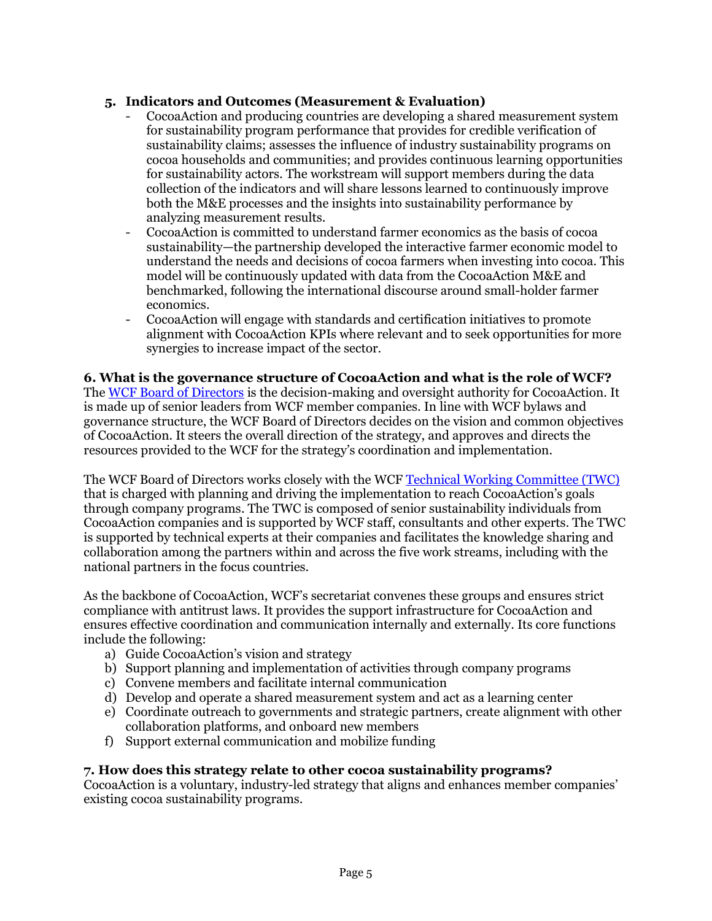5. **Indicators and Outcomes (Measurement & Evaluation)**
   - CocoaAction and producing countries are developing a shared measurement system for sustainability program performance that provides for credible verification of sustainability claims; assesses the influence of industry sustainability programs on cocoa households and communities; and provides continuous learning opportunities for sustainability actors. The workstream will support members during the data collection of the indicators and will share lessons learned to continuously improve both the M&E processes and the insights into sustainability performance by analyzing measurement results.
   - CocoaAction is committed to understand farmer economics as the basis of cocoa sustainability—the partnership developed the interactive farmer economic model to understand the needs and decisions of cocoa farmers when investing into cocoa. This model will be continuously updated with data from the CocoaAction M&E and benchmarked, following the international discourse around small-holder farmer economics.
   - CocoaAction will engage with standards and certification initiatives to promote alignment with CocoaAction KPIs where relevant and to seek opportunities for more synergies to increase impact of the sector.

**6. What is the governance structure of CocoaAction and what is the role of WCF?**

The WCF Board of Directors is the decision-making and oversight authority for CocoaAction. It is made up of senior leaders from WCF member companies. In line with WCF bylaws and governance structure, the WCF Board of Directors decides on the vision and common objectives of CocoaAction. It steers the overall direction of the strategy, and approves and directs the resources provided to the WCF for the strategy's coordination and implementation.

The WCF Board of Directors works closely with the WCF Technical Working Committee (TWC) that is charged with planning and driving the implementation to reach CocoaAction's goals through company programs. The TWC is composed of senior sustainability individuals from CocoaAction companies and is supported by WCF staff, consultants and other experts. The TWC is supported by technical experts at their companies and facilitates the knowledge sharing and collaboration among the partners within and across the five work streams, including with the national partners in the focus countries.

As the backbone of CocoaAction, WCF's secretariat convenes these groups and ensures strict compliance with antitrust laws. It provides the support infrastructure for CocoaAction and ensures effective coordination and communication internally and externally. Its core functions include the following:

a) Guide CocoaAction's vision and strategy
b) Support planning and implementation of activities through company programs
c) Convene members and facilitate internal communication
d) Develop and operate a shared measurement system and act as a learning center
e) Coordinate outreach to governments and strategic partners, create alignment with other collaboration platforms, and onboard new members
f) Support external communication and mobilize funding

**7. How does this strategy relate to other cocoa sustainability programs?**

CocoaAction is a voluntary, industry-led strategy that aligns and enhances member companies' existing cocoa sustainability programs.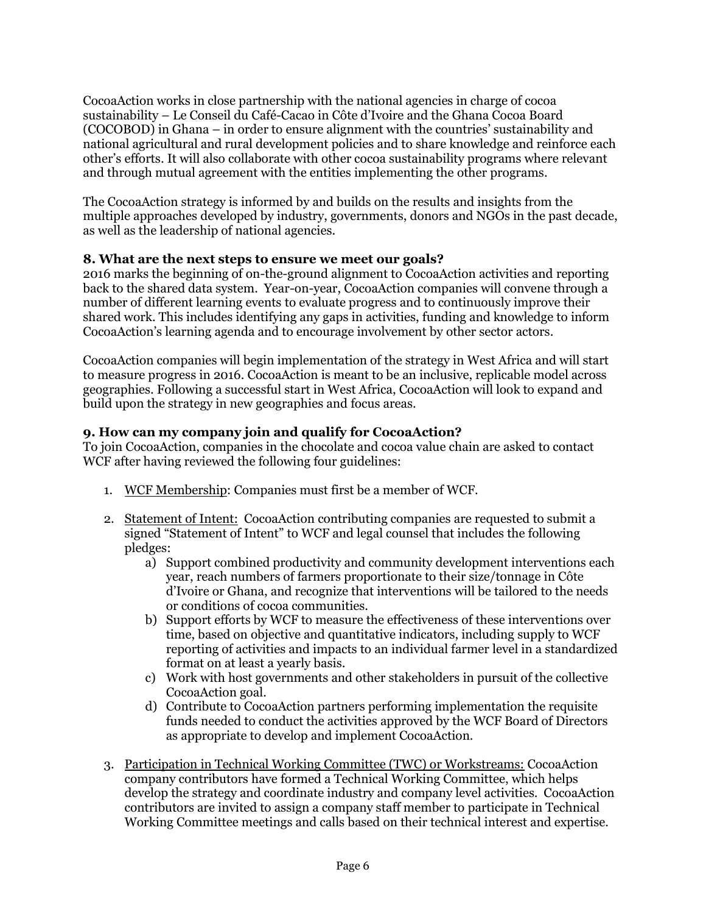CocoaAction works in close partnership with the national agencies in charge of cocoa sustainability – Le Conseil du Café-Cacao in Côte d'Ivoire and the Ghana Cocoa Board (COCOBOD) in Ghana – in order to ensure alignment with the countries' sustainability and national agricultural and rural development policies and to share knowledge and reinforce each other's efforts. It will also collaborate with other cocoa sustainability programs where relevant and through mutual agreement with the entities implementing the other programs.

The CocoaAction strategy is informed by and builds on the results and insights from the multiple approaches developed by industry, governments, donors and NGOs in the past decade, as well as the leadership of national agencies.

### 8. What are the next steps to ensure we meet our goals?

2016 marks the beginning of on-the-ground alignment to CocoaAction activities and reporting back to the shared data system. Year-on-year, CocoaAction companies will convene through a number of different learning events to evaluate progress and to continuously improve their shared work. This includes identifying any gaps in activities, funding and knowledge to inform CocoaAction's learning agenda and to encourage involvement by other sector actors.

CocoaAction companies will begin implementation of the strategy in West Africa and will start to measure progress in 2016. CocoaAction is meant to be an inclusive, replicable model across geographies. Following a successful start in West Africa, CocoaAction will look to expand and build upon the strategy in new geographies and focus areas.

### 9. How can my company join and qualify for CocoaAction?

To join CocoaAction, companies in the chocolate and cocoa value chain are asked to contact WCF after having reviewed the following four guidelines:

1. WCF Membership: Companies must first be a member of WCF.

2. Statement of Intent: CocoaAction contributing companies are requested to submit a signed "Statement of Intent" to WCF and legal counsel that includes the following pledges:
   a) Support combined productivity and community development interventions each year, reach numbers of farmers proportionate to their size/tonnage in Côte d'Ivoire or Ghana, and recognize that interventions will be tailored to the needs or conditions of cocoa communities.
   b) Support efforts by WCF to measure the effectiveness of these interventions over time, based on objective and quantitative indicators, including supply to WCF reporting of activities and impacts to an individual farmer level in a standardized format on at least a yearly basis.
   c) Work with host governments and other stakeholders in pursuit of the collective CocoaAction goal.
   d) Contribute to CocoaAction partners performing implementation the requisite funds needed to conduct the activities approved by the WCF Board of Directors as appropriate to develop and implement CocoaAction.

3. Participation in Technical Working Committee (TWC) or Workstreams: CocoaAction company contributors have formed a Technical Working Committee, which helps develop the strategy and coordinate industry and company level activities. CocoaAction contributors are invited to assign a company staff member to participate in Technical Working Committee meetings and calls based on their technical interest and expertise.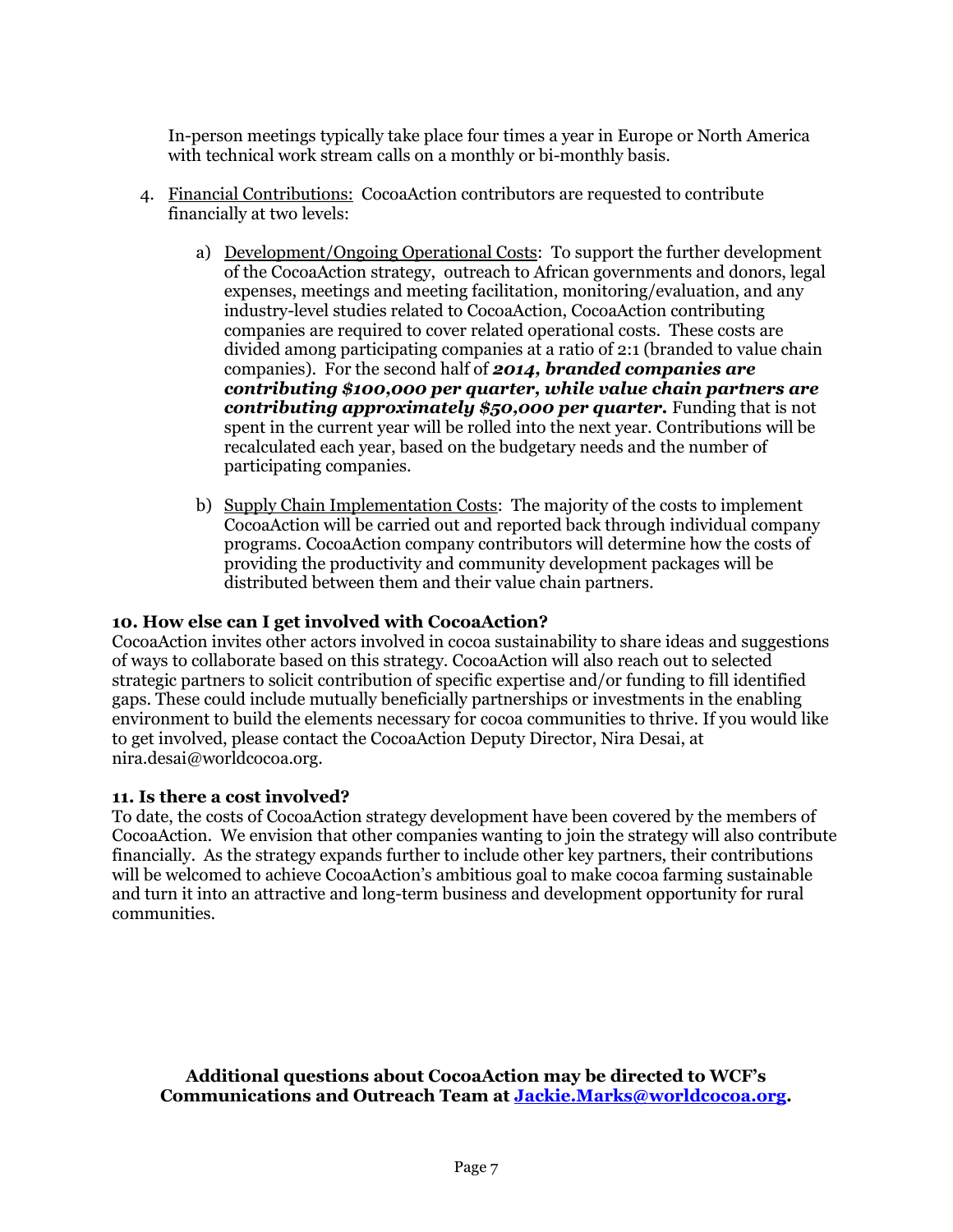In-person meetings typically take place four times a year in Europe or North America with technical work stream calls on a monthly or bi-monthly basis.

4. Financial Contributions: CocoaAction contributors are requested to contribute financially at two levels:

   a) Development/Ongoing Operational Costs: To support the further development of the CocoaAction strategy, outreach to African governments and donors, legal expenses, meetings and meeting facilitation, monitoring/evaluation, and any industry-level studies related to CocoaAction, CocoaAction contributing companies are required to cover related operational costs. These costs are divided among participating companies at a ratio of 2:1 (branded to value chain companies). For the second half of ***2014, branded companies are contributing $100,000 per quarter, while value chain partners are contributing approximately $50,000 per quarter.*** Funding that is not spent in the current year will be rolled into the next year. Contributions will be recalculated each year, based on the budgetary needs and the number of participating companies.

   b) Supply Chain Implementation Costs: The majority of the costs to implement CocoaAction will be carried out and reported back through individual company programs. CocoaAction company contributors will determine how the costs of providing the productivity and community development packages will be distributed between them and their value chain partners.

**10. How else can I get involved with CocoaAction?**

CocoaAction invites other actors involved in cocoa sustainability to share ideas and suggestions of ways to collaborate based on this strategy. CocoaAction will also reach out to selected strategic partners to solicit contribution of specific expertise and/or funding to fill identified gaps. These could include mutually beneficially partnerships or investments in the enabling environment to build the elements necessary for cocoa communities to thrive. If you would like to get involved, please contact the CocoaAction Deputy Director, Nira Desai, at nira.desai@worldcocoa.org.

**11. Is there a cost involved?**

To date, the costs of CocoaAction strategy development have been covered by the members of CocoaAction. We envision that other companies wanting to join the strategy will also contribute financially. As the strategy expands further to include other key partners, their contributions will be welcomed to achieve CocoaAction's ambitious goal to make cocoa farming sustainable and turn it into an attractive and long-term business and development opportunity for rural communities.

**Additional questions about CocoaAction may be directed to WCF's Communications and Outreach Team at Jackie.Marks@worldcocoa.org.**